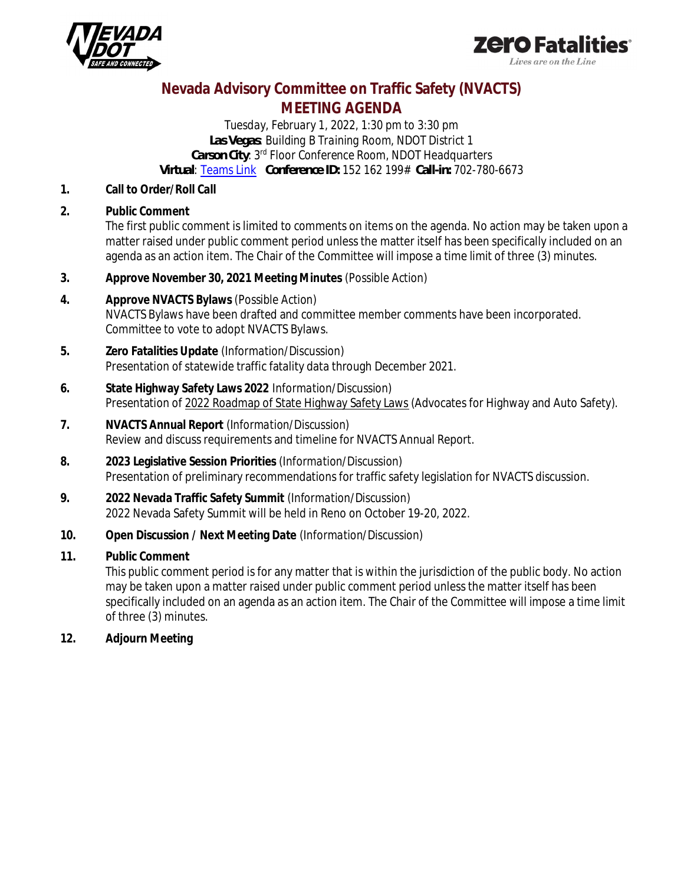# Nevada Advisory Committee on Traffic Safety (NVACTS)
## MEETING AGENDA

*Tuesday, February 1, 2022, 1:30 pm to 3:30 pm*
**Las Vegas**: Building B Training Room, NDOT District 1
**Carson City**: 3rd Floor Conference Room, NDOT Headquarters
**Virtual**: Teams Link **Conference ID:** 152 162 199# **Call-in:** 702-780-6673

1. **Call to Order/Roll Call**

2. **Public Comment**
   The first public comment is limited to comments on items on the agenda. No action may be taken upon a matter raised under public comment period unless the matter itself has been specifically included on an agenda as an action item. The Chair of the Committee will impose a time limit of three (3) minutes.

3. **Approve November 30, 2021 Meeting Minutes** (Possible Action)

4. **Approve NVACTS Bylaws** (Possible Action)
   NVACTS Bylaws have been drafted and committee member comments have been incorporated. Committee to vote to adopt NVACTS Bylaws.

5. **Zero Fatalities Update** (*Information/Discussion*)
   Presentation of statewide traffic fatality data through December 2021.

6. **State Highway Safety Laws 2022** *Information/Discussion*)
   Presentation of 2022 Roadmap of State Highway Safety Laws (Advocates for Highway and Auto Safety).

7. **NVACTS Annual Report** (*Information/Discussion*)
   Review and discuss requirements and timeline for NVACTS Annual Report.

8. **2023 Legislative Session Priorities** (*Information/Discussion*)
   Presentation of preliminary recommendations for traffic safety legislation for NVACTS discussion.

9. **2022 Nevada Traffic Safety Summit** (*Information/Discussion*)
   2022 Nevada Safety Summit will be held in Reno on October 19-20, 2022.

10. **Open Discussion / Next Meeting Date** (*Information/Discussion*)

11. **Public Comment**
    This public comment period is for any matter that is within the jurisdiction of the public body. No action may be taken upon a matter raised under public comment period unless the matter itself has been specifically included on an agenda as an action item. The Chair of the Committee will impose a time limit of three (3) minutes.

12. **Adjourn Meeting**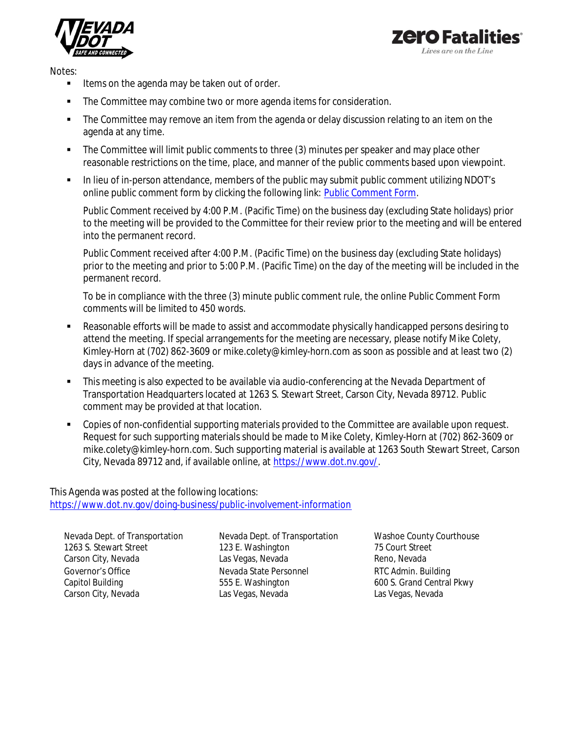Notes:

- Items on the agenda may be taken out of order.
- The Committee may combine two or more agenda items for consideration.
- The Committee may remove an item from the agenda or delay discussion relating to an item on the agenda at any time.
- The Committee will limit public comments to three (3) minutes per speaker and may place other reasonable restrictions on the time, place, and manner of the public comments based upon viewpoint.
- In lieu of in-person attendance, members of the public may submit public comment utilizing NDOT's online public comment form by clicking the following link: [Public Comment Form](#).

  Public Comment received by 4:00 P.M. (Pacific Time) on the business day (excluding State holidays) prior to the meeting will be provided to the Committee for their review prior to the meeting and will be entered into the permanent record.

  Public Comment received after 4:00 P.M. (Pacific Time) on the business day (excluding State holidays) prior to the meeting and prior to 5:00 P.M. (Pacific Time) on the day of the meeting will be included in the permanent record.

  To be in compliance with the three (3) minute public comment rule, the online Public Comment Form comments will be limited to 450 words.
- Reasonable efforts will be made to assist and accommodate physically handicapped persons desiring to attend the meeting. If special arrangements for the meeting are necessary, please notify Mike Colety, Kimley-Horn at (702) 862-3609 or mike.colety@kimley-horn.com as soon as possible and at least two (2) days in advance of the meeting.
- This meeting is also expected to be available via audio-conferencing at the Nevada Department of Transportation Headquarters located at 1263 S. Stewart Street, Carson City, Nevada 89712. Public comment may be provided at that location.
- Copies of non-confidential supporting materials provided to the Committee are available upon request. Request for such supporting materials should be made to Mike Colety, Kimley-Horn at (702) 862-3609 or mike.colety@kimley-horn.com. Such supporting material is available at 1263 South Stewart Street, Carson City, Nevada 89712 and, if available online, at https://www.dot.nv.gov/.

This Agenda was posted at the following locations:
https://www.dot.nv.gov/doing-business/public-involvement-information

| | | |
|---|---|---|
| Nevada Dept. of Transportation<br>1263 S. Stewart Street<br>Carson City, Nevada | Nevada Dept. of Transportation<br>123 E. Washington<br>Las Vegas, Nevada | Washoe County Courthouse<br>75 Court Street<br>Reno, Nevada |
| Governor's Office<br>Capitol Building<br>Carson City, Nevada | Nevada State Personnel<br>555 E. Washington<br>Las Vegas, Nevada | RTC Admin. Building<br>600 S. Grand Central Pkwy<br>Las Vegas, Nevada |